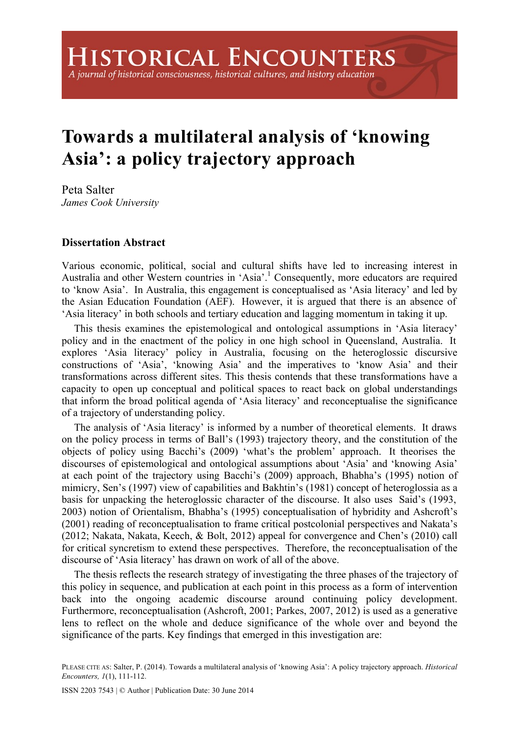# Towards a multilateral analysis of 'knowing Asia': a policy trajectory approach

Peta Salter
*James Cook University*

### Dissertation Abstract

Various economic, political, social and cultural shifts have led to increasing interest in Australia and other Western countries in 'Asia'.[1] Consequently, more educators are required to 'know Asia'. In Australia, this engagement is conceptualised as 'Asia literacy' and led by the Asian Education Foundation (AEF). However, it is argued that there is an absence of 'Asia literacy' in both schools and tertiary education and lagging momentum in taking it up.

This thesis examines the epistemological and ontological assumptions in 'Asia literacy' policy and in the enactment of the policy in one high school in Queensland, Australia. It explores 'Asia literacy' policy in Australia, focusing on the heteroglossic discursive constructions of 'Asia', 'knowing Asia' and the imperatives to 'know Asia' and their transformations across different sites. This thesis contends that these transformations have a capacity to open up conceptual and political spaces to react back on global understandings that inform the broad political agenda of 'Asia literacy' and reconceptualise the significance of a trajectory of understanding policy.

The analysis of 'Asia literacy' is informed by a number of theoretical elements. It draws on the policy process in terms of Ball's (1993) trajectory theory, and the constitution of the objects of policy using Bacchi's (2009) 'what's the problem' approach. It theorises the discourses of epistemological and ontological assumptions about 'Asia' and 'knowing Asia' at each point of the trajectory using Bacchi's (2009) approach, Bhabha's (1995) notion of mimicry, Sen's (1997) view of capabilities and Bakhtin's (1981) concept of heteroglossia as a basis for unpacking the heteroglossic character of the discourse. It also uses Said's (1993, 2003) notion of Orientalism, Bhabha's (1995) conceptualisation of hybridity and Ashcroft's (2001) reading of reconceptualisation to frame critical postcolonial perspectives and Nakata's (2012; Nakata, Nakata, Keech, & Bolt, 2012) appeal for convergence and Chen's (2010) call for critical syncretism to extend these perspectives. Therefore, the reconceptualisation of the discourse of 'Asia literacy' has drawn on work of all of the above.

The thesis reflects the research strategy of investigating the three phases of the trajectory of this policy in sequence, and publication at each point in this process as a form of intervention back into the ongoing academic discourse around continuing policy development. Furthermore, reconceptualisation (Ashcroft, 2001; Parkes, 2007, 2012) is used as a generative lens to reflect on the whole and deduce significance of the whole over and beyond the significance of the parts. Key findings that emerged in this investigation are:

PLEASE CITE AS: Salter, P. (2014). Towards a multilateral analysis of 'knowing Asia': A policy trajectory approach. *Historical Encounters, 1*(1), 111-112.

ISSN 2203 7543 | © Author | Publication Date: 30 June 2014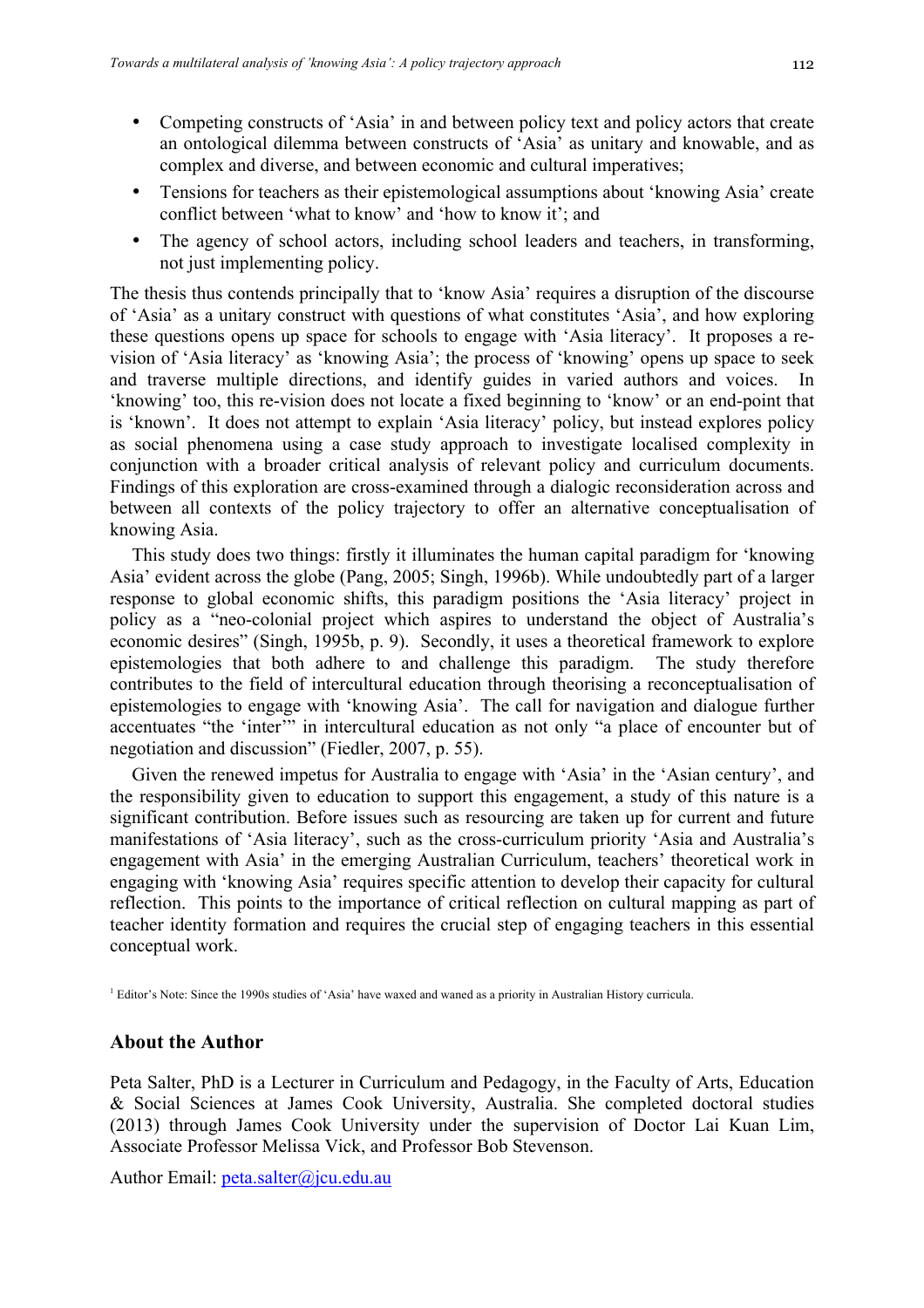- Competing constructs of 'Asia' in and between policy text and policy actors that create an ontological dilemma between constructs of 'Asia' as unitary and knowable, and as complex and diverse, and between economic and cultural imperatives;
- Tensions for teachers as their epistemological assumptions about 'knowing Asia' create conflict between 'what to know' and 'how to know it'; and
- The agency of school actors, including school leaders and teachers, in transforming, not just implementing policy.

The thesis thus contends principally that to 'know Asia' requires a disruption of the discourse of 'Asia' as a unitary construct with questions of what constitutes 'Asia', and how exploring these questions opens up space for schools to engage with 'Asia literacy'. It proposes a re-vision of 'Asia literacy' as 'knowing Asia'; the process of 'knowing' opens up space to seek and traverse multiple directions, and identify guides in varied authors and voices. In 'knowing' too, this re-vision does not locate a fixed beginning to 'know' or an end-point that is 'known'. It does not attempt to explain 'Asia literacy' policy, but instead explores policy as social phenomena using a case study approach to investigate localised complexity in conjunction with a broader critical analysis of relevant policy and curriculum documents. Findings of this exploration are cross-examined through a dialogic reconsideration across and between all contexts of the policy trajectory to offer an alternative conceptualisation of knowing Asia.

This study does two things: firstly it illuminates the human capital paradigm for 'knowing Asia' evident across the globe (Pang, 2005; Singh, 1996b). While undoubtedly part of a larger response to global economic shifts, this paradigm positions the 'Asia literacy' project in policy as a "neo-colonial project which aspires to understand the object of Australia's economic desires" (Singh, 1995b, p. 9). Secondly, it uses a theoretical framework to explore epistemologies that both adhere to and challenge this paradigm. The study therefore contributes to the field of intercultural education through theorising a reconceptualisation of epistemologies to engage with 'knowing Asia'. The call for navigation and dialogue further accentuates "the 'inter'" in intercultural education as not only "a place of encounter but of negotiation and discussion" (Fiedler, 2007, p. 55).

Given the renewed impetus for Australia to engage with 'Asia' in the 'Asian century', and the responsibility given to education to support this engagement, a study of this nature is a significant contribution. Before issues such as resourcing are taken up for current and future manifestations of 'Asia literacy', such as the cross-curriculum priority 'Asia and Australia's engagement with Asia' in the emerging Australian Curriculum, teachers' theoretical work in engaging with 'knowing Asia' requires specific attention to develop their capacity for cultural reflection. This points to the importance of critical reflection on cultural mapping as part of teacher identity formation and requires the crucial step of engaging teachers in this essential conceptual work.

[1] Editor's Note: Since the 1990s studies of 'Asia' have waxed and waned as a priority in Australian History curricula.

## About the Author

Peta Salter, PhD is a Lecturer in Curriculum and Pedagogy, in the Faculty of Arts, Education & Social Sciences at James Cook University, Australia. She completed doctoral studies (2013) through James Cook University under the supervision of Doctor Lai Kuan Lim, Associate Professor Melissa Vick, and Professor Bob Stevenson.

Author Email: peta.salter@jcu.edu.au